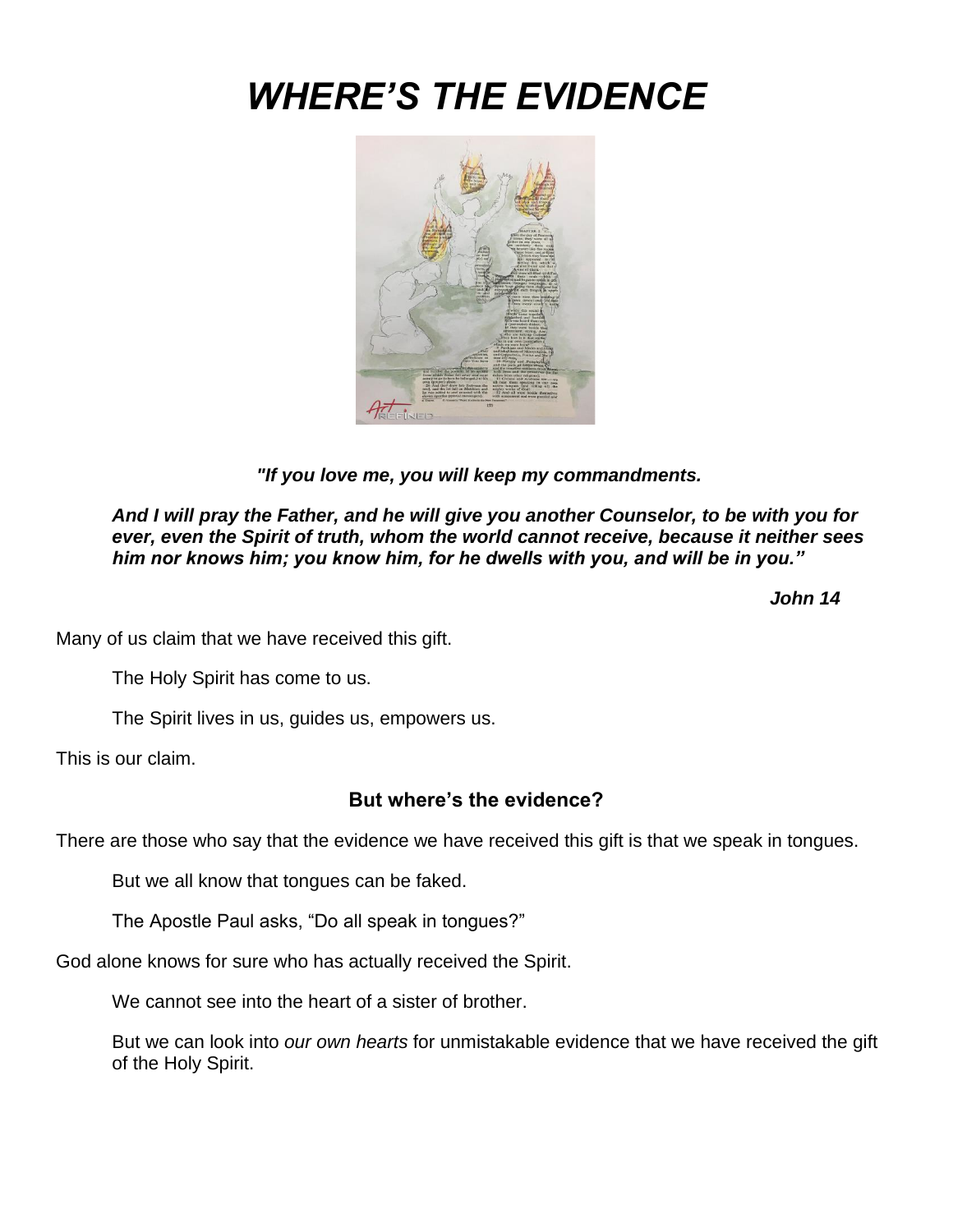# *WHERE'S THE EVIDENCE*

***"If you love me, you will keep my commandments.***

***And I will pray the Father, and he will give you another Counselor, to be with you for ever, even the Spirit of truth, whom the world cannot receive, because it neither sees him nor knows him; you know him, for he dwells with you, and will be in you."***

***John 14***

Many of us claim that we have received this gift.

The Holy Spirit has come to us.

The Spirit lives in us, guides us, empowers us.

This is our claim.

### But where's the evidence?

There are those who say that the evidence we have received this gift is that we speak in tongues.

But we all know that tongues can be faked.

The Apostle Paul asks, "Do all speak in tongues?"

God alone knows for sure who has actually received the Spirit.

We cannot see into the heart of a sister of brother.

But we can look into *our own hearts* for unmistakable evidence that we have received the gift of the Holy Spirit.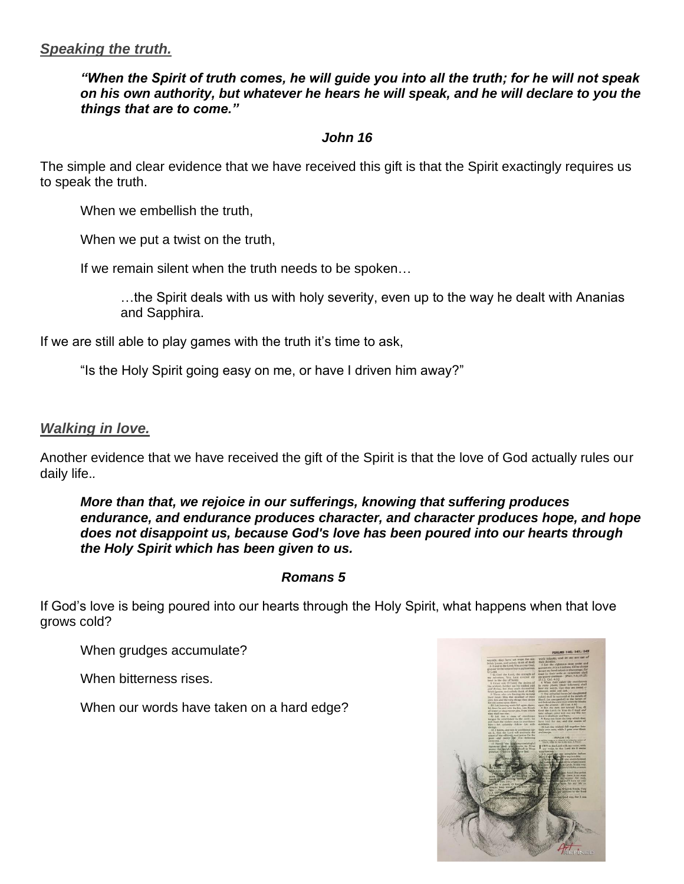***Speaking the truth.***

> ***"When the Spirit of truth comes, he will guide you into all the truth; for he will not speak on his own authority, but whatever he hears he will speak, and he will declare to you the things that are to come."***
>
> ***John 16***

The simple and clear evidence that we have received this gift is that the Spirit exactingly requires us to speak the truth.

When we embellish the truth,

When we put a twist on the truth,

If we remain silent when the truth needs to be spoken…

…the Spirit deals with us with holy severity, even up to the way he dealt with Ananias and Sapphira.

If we are still able to play games with the truth it's time to ask,

"Is the Holy Spirit going easy on me, or have I driven him away?"

***Walking in love.***

Another evidence that we have received the gift of the Spirit is that the love of God actually rules our daily life..

> ***More than that, we rejoice in our sufferings, knowing that suffering produces endurance, and endurance produces character, and character produces hope, and hope does not disappoint us, because God's love has been poured into our hearts through the Holy Spirit which has been given to us.***
>
> ***Romans 5***

If God's love is being poured into our hearts through the Holy Spirit, what happens when that love grows cold?

When grudges accumulate?

When bitterness rises.

When our words have taken on a hard edge?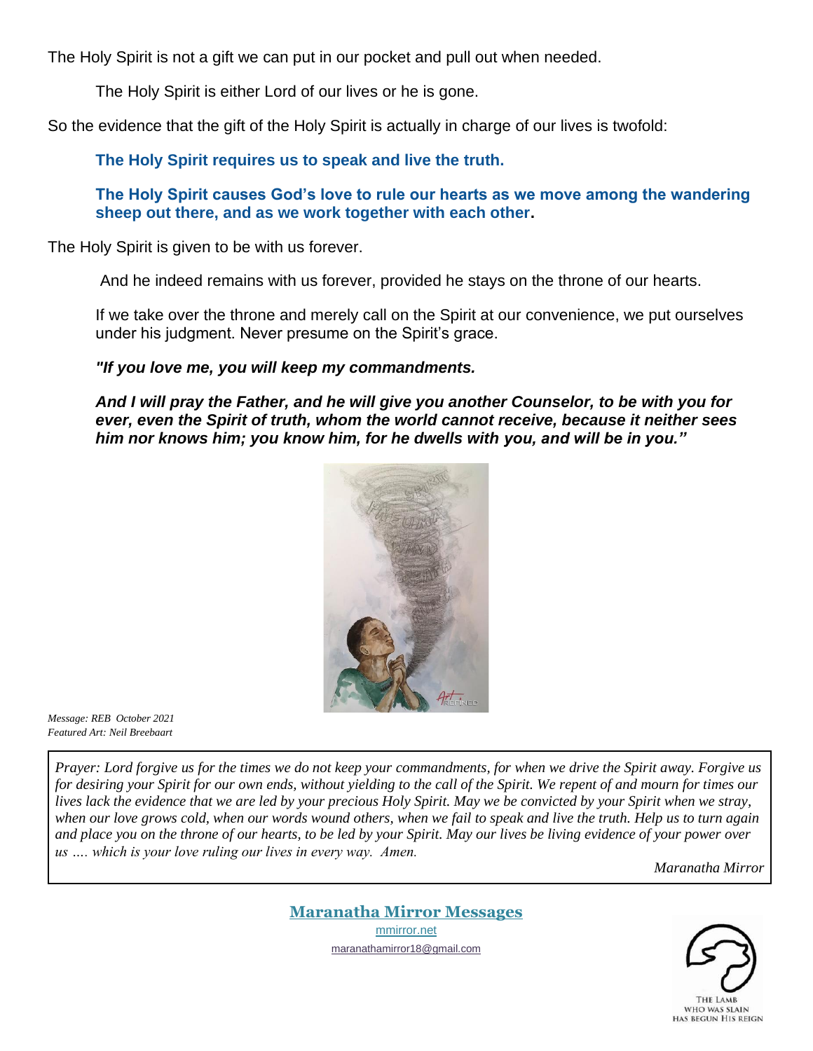The Holy Spirit is not a gift we can put in our pocket and pull out when needed.

The Holy Spirit is either Lord of our lives or he is gone.

So the evidence that the gift of the Holy Spirit is actually in charge of our lives is twofold:

**The Holy Spirit requires us to speak and live the truth.**

**The Holy Spirit causes God's love to rule our hearts as we move among the wandering sheep out there, and as we work together with each other.**

The Holy Spirit is given to be with us forever.

And he indeed remains with us forever, provided he stays on the throne of our hearts.

If we take over the throne and merely call on the Spirit at our convenience, we put ourselves under his judgment. Never presume on the Spirit's grace.

***"If you love me, you will keep my commandments.***

***And I will pray the Father, and he will give you another Counselor, to be with you for ever, even the Spirit of truth, whom the world cannot receive, because it neither sees him nor knows him; you know him, for he dwells with you, and will be in you."***

*Message: REB October 2021*
*Featured Art: Neil Breebaart*

*Prayer: Lord forgive us for the times we do not keep your commandments, for when we drive the Spirit away. Forgive us for desiring your Spirit for our own ends, without yielding to the call of the Spirit. We repent of and mourn for times our lives lack the evidence that we are led by your precious Holy Spirit. May we be convicted by your Spirit when we stray, when our love grows cold, when our words wound others, when we fail to speak and live the truth. Help us to turn again and place you on the throne of our hearts, to be led by your Spirit. May our lives be living evidence of your power over us …. which is your love ruling our lives in every way. Amen.*

*Maranatha Mirror*

**Maranatha Mirror Messages**

mmirror.net

maranathamirror18@gmail.com

THE LAMB WHO WAS SLAIN HAS BEGUN HIS REIGN